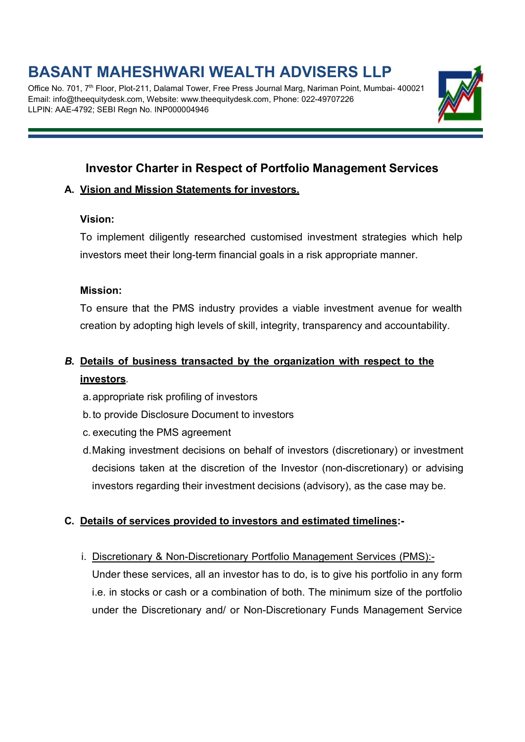# BASANT MAHESHWARI WEALTH ADVISERS LLP

Office No. 701, 7th Floor, Plot-211, Dalamal Tower, Free Press Journal Marg, Nariman Point, Mumbai- 400021
Email: info@theequitydesk.com, Website: www.theequitydesk.com, Phone: 022-49707226
LLPIN: AAE-4792; SEBI Regn No. INP000004946

## Investor Charter in Respect of Portfolio Management Services

### A. Vision and Mission Statements for investors.

**Vision:**

To implement diligently researched customised investment strategies which help investors meet their long-term financial goals in a risk appropriate manner.

**Mission:**

To ensure that the PMS industry provides a viable investment avenue for wealth creation by adopting high levels of skill, integrity, transparency and accountability.

### *B.* Details of business transacted by the organization with respect to the investors.

a. appropriate risk profiling of investors
b. to provide Disclosure Document to investors
c. executing the PMS agreement
d. Making investment decisions on behalf of investors (discretionary) or investment decisions taken at the discretion of the Investor (non-discretionary) or advising investors regarding their investment decisions (advisory), as the case may be.

### C. Details of services provided to investors and estimated timelines:-

i. Discretionary & Non-Discretionary Portfolio Management Services (PMS):-
Under these services, all an investor has to do, is to give his portfolio in any form i.e. in stocks or cash or a combination of both. The minimum size of the portfolio under the Discretionary and/ or Non-Discretionary Funds Management Service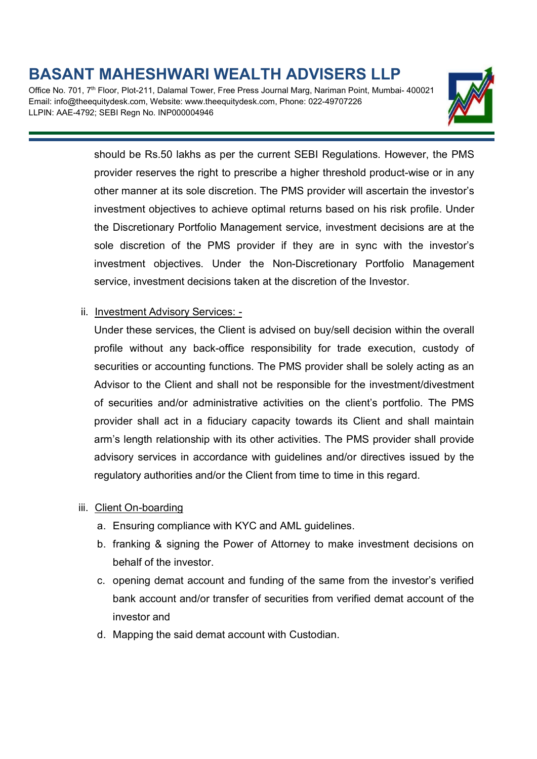should be Rs.50 lakhs as per the current SEBI Regulations. However, the PMS provider reserves the right to prescribe a higher threshold product-wise or in any other manner at its sole discretion. The PMS provider will ascertain the investor's investment objectives to achieve optimal returns based on his risk profile. Under the Discretionary Portfolio Management service, investment decisions are at the sole discretion of the PMS provider if they are in sync with the investor's investment objectives. Under the Non-Discretionary Portfolio Management service, investment decisions taken at the discretion of the Investor.

ii. Investment Advisory Services: -

Under these services, the Client is advised on buy/sell decision within the overall profile without any back-office responsibility for trade execution, custody of securities or accounting functions. The PMS provider shall be solely acting as an Advisor to the Client and shall not be responsible for the investment/divestment of securities and/or administrative activities on the client's portfolio. The PMS provider shall act in a fiduciary capacity towards its Client and shall maintain arm's length relationship with its other activities. The PMS provider shall provide advisory services in accordance with guidelines and/or directives issued by the regulatory authorities and/or the Client from time to time in this regard.

iii. Client On-boarding

a. Ensuring compliance with KYC and AML guidelines.
b. franking & signing the Power of Attorney to make investment decisions on behalf of the investor.
c. opening demat account and funding of the same from the investor's verified bank account and/or transfer of securities from verified demat account of the investor and
d. Mapping the said demat account with Custodian.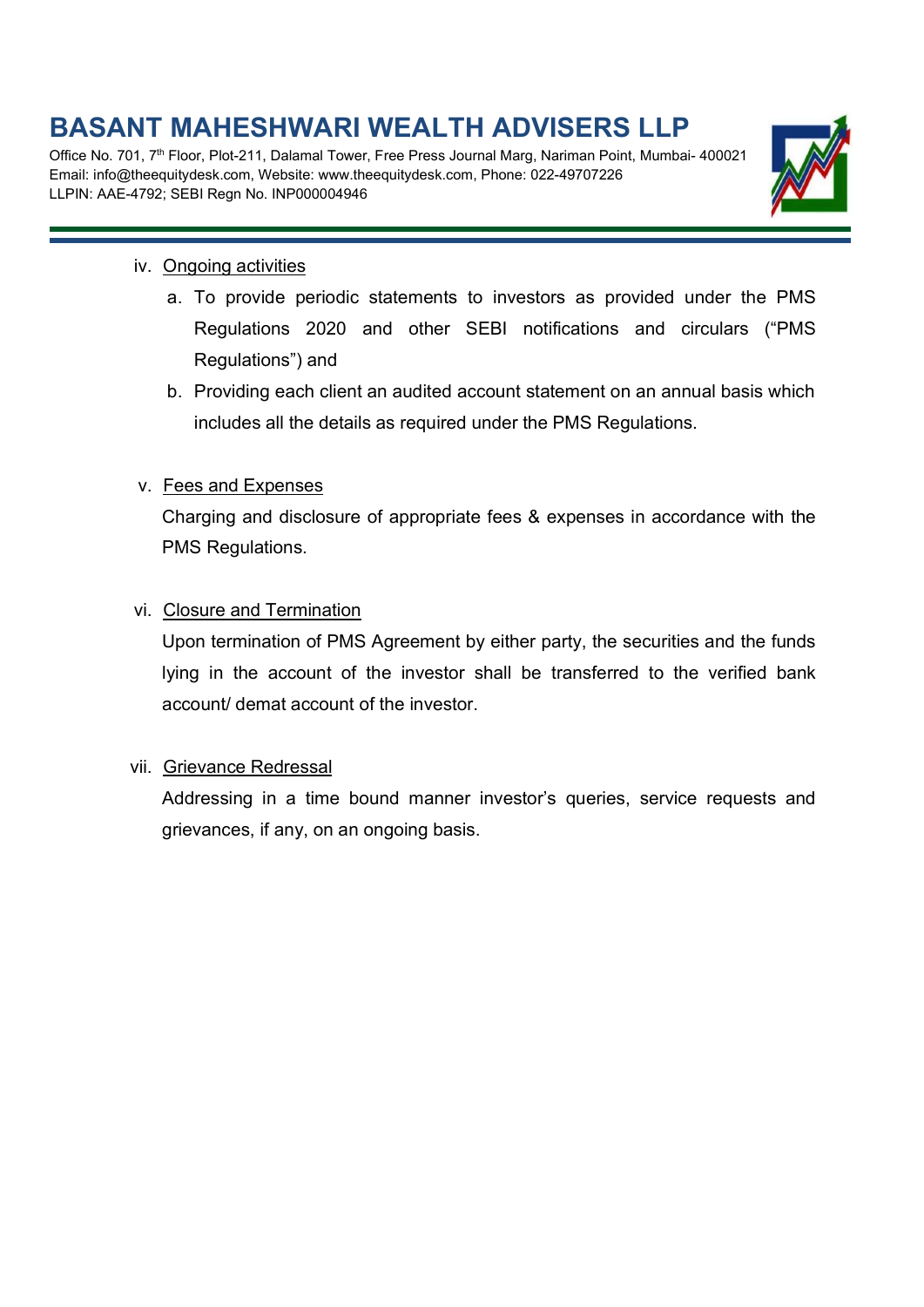iv. Ongoing activities

a. To provide periodic statements to investors as provided under the PMS Regulations 2020 and other SEBI notifications and circulars ("PMS Regulations") and

b. Providing each client an audited account statement on an annual basis which includes all the details as required under the PMS Regulations.

v. Fees and Expenses

Charging and disclosure of appropriate fees & expenses in accordance with the PMS Regulations.

vi. Closure and Termination

Upon termination of PMS Agreement by either party, the securities and the funds lying in the account of the investor shall be transferred to the verified bank account/ demat account of the investor.

vii. Grievance Redressal

Addressing in a time bound manner investor's queries, service requests and grievances, if any, on an ongoing basis.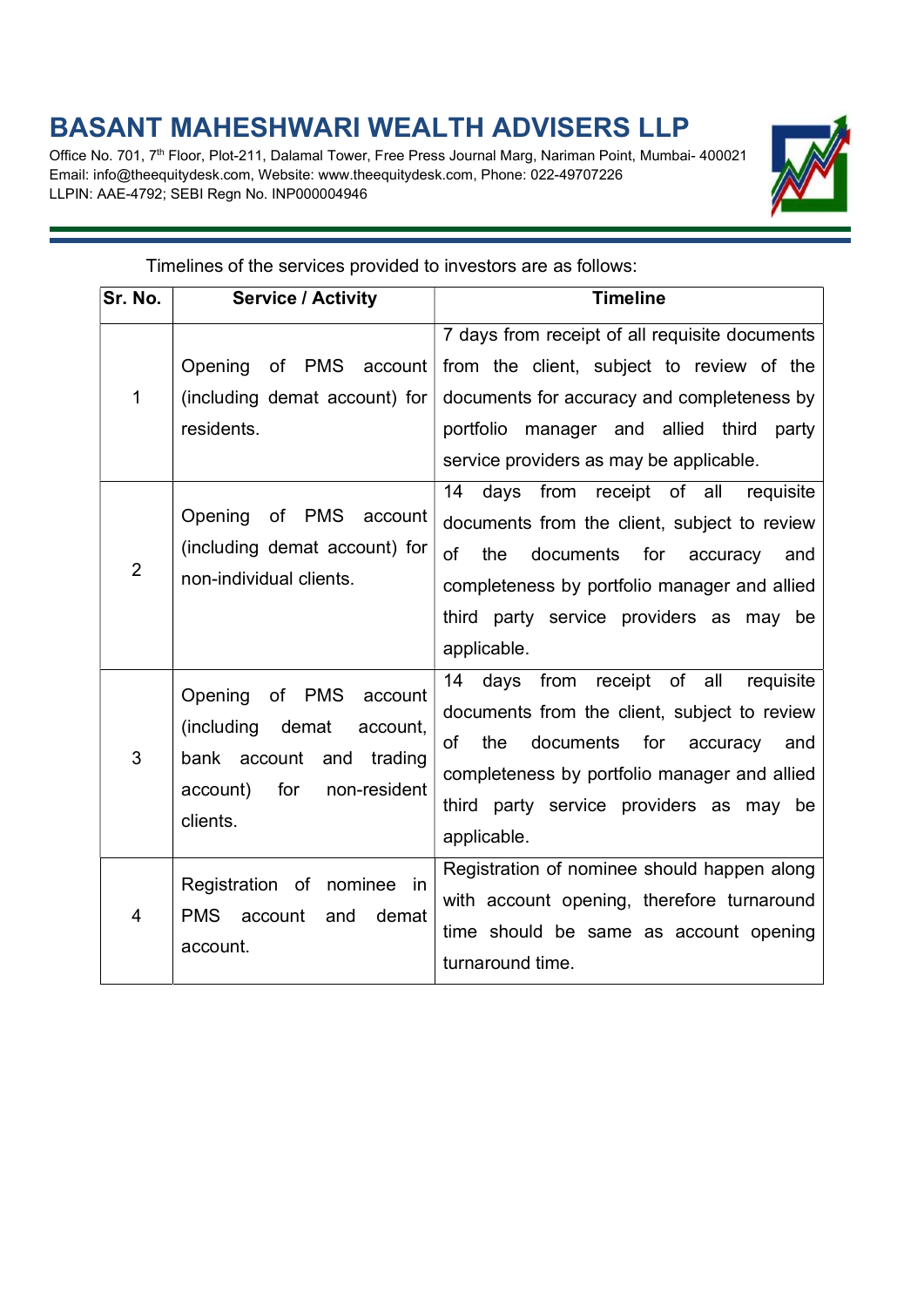Timelines of the services provided to investors are as follows:

| Sr. No. | Service / Activity | Timeline |
|---|---|---|
| 1 | Opening of PMS account (including demat account) for residents. | 7 days from receipt of all requisite documents from the client, subject to review of the documents for accuracy and completeness by portfolio manager and allied third party service providers as may be applicable. |
| 2 | Opening of PMS account (including demat account) for non-individual clients. | 14 days from receipt of all requisite documents from the client, subject to review of the documents for accuracy and completeness by portfolio manager and allied third party service providers as may be applicable. |
| 3 | Opening of PMS account (including demat account, bank account and trading account) for non-resident clients. | 14 days from receipt of all requisite documents from the client, subject to review of the documents for accuracy and completeness by portfolio manager and allied third party service providers as may be applicable. |
| 4 | Registration of nominee in PMS account and demat account. | Registration of nominee should happen along with account opening, therefore turnaround time should be same as account opening turnaround time. |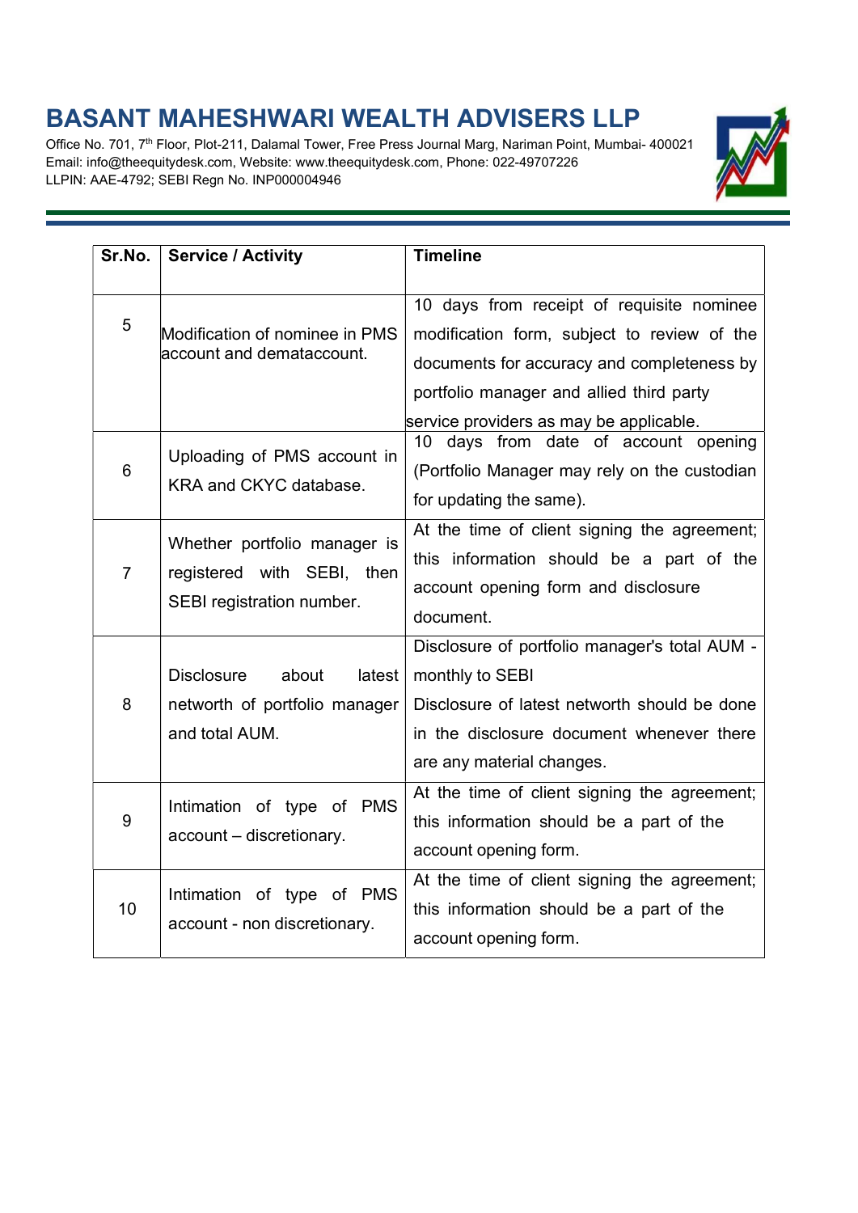# BASANT MAHESHWARI WEALTH ADVISERS LLP

Office No. 701, 7th Floor, Plot-211, Dalamal Tower, Free Press Journal Marg, Nariman Point, Mumbai- 400021
Email: info@theequitydesk.com, Website: www.theequitydesk.com, Phone: 022-49707226
LLPIN: AAE-4792; SEBI Regn No. INP000004946

| Sr.No. | Service / Activity | Timeline |
|---|---|---|
| 5 | Modification of nominee in PMS account and demataccount. | 10 days from receipt of requisite nominee modification form, subject to review of the documents for accuracy and completeness by portfolio manager and allied third party service providers as may be applicable. |
| 6 | Uploading of PMS account in KRA and CKYC database. | 10 days from date of account opening (Portfolio Manager may rely on the custodian for updating the same). |
| 7 | Whether portfolio manager is registered with SEBI, then SEBI registration number. | At the time of client signing the agreement; this information should be a part of the account opening form and disclosure document. |
| 8 | Disclosure about latest networth of portfolio manager and total AUM. | Disclosure of portfolio manager's total AUM - monthly to SEBI<br>Disclosure of latest networth should be done in the disclosure document whenever there are any material changes. |
| 9 | Intimation of type of PMS account – discretionary. | At the time of client signing the agreement; this information should be a part of the account opening form. |
| 10 | Intimation of type of PMS account - non discretionary. | At the time of client signing the agreement; this information should be a part of the account opening form. |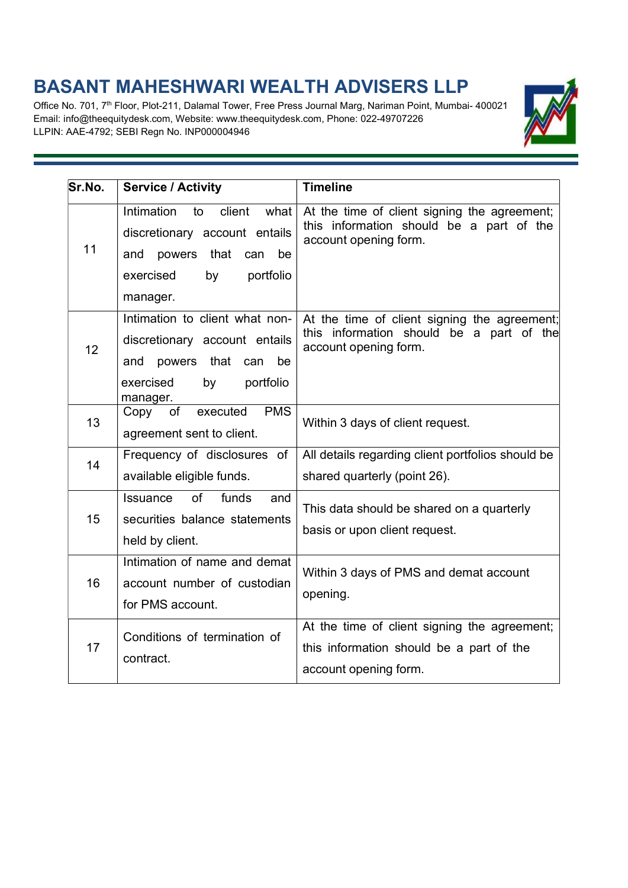# BASANT MAHESHWARI WEALTH ADVISERS LLP

Office No. 701, 7th Floor, Plot-211, Dalamal Tower, Free Press Journal Marg, Nariman Point, Mumbai- 400021
Email: info@theequitydesk.com, Website: www.theequitydesk.com, Phone: 022-49707226
LLPIN: AAE-4792; SEBI Regn No. INP000004946

| Sr.No. | Service / Activity | Timeline |
|---|---|---|
| 11 | Intimation to client what discretionary account entails and powers that can be exercised by portfolio manager. | At the time of client signing the agreement; this information should be a part of the account opening form. |
| 12 | Intimation to client what non-discretionary account entails and powers that can be exercised by portfolio manager. | At the time of client signing the agreement; this information should be a part of the account opening form. |
| 13 | Copy of executed PMS agreement sent to client. | Within 3 days of client request. |
| 14 | Frequency of disclosures of available eligible funds. | All details regarding client portfolios should be shared quarterly (point 26). |
| 15 | Issuance of funds and securities balance statements held by client. | This data should be shared on a quarterly basis or upon client request. |
| 16 | Intimation of name and demat account number of custodian for PMS account. | Within 3 days of PMS and demat account opening. |
| 17 | Conditions of termination of contract. | At the time of client signing the agreement; this information should be a part of the account opening form. |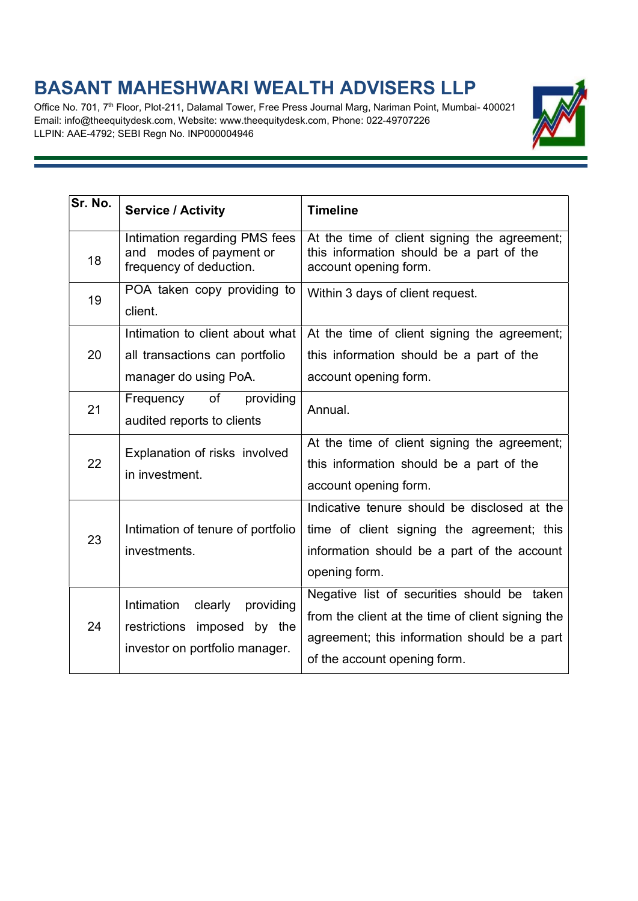| Sr. No. | Service / Activity | Timeline |
|---|---|---|
| 18 | Intimation regarding PMS fees and modes of payment or frequency of deduction. | At the time of client signing the agreement; this information should be a part of the account opening form. |
| 19 | POA taken copy providing to client. | Within 3 days of client request. |
| 20 | Intimation to client about what all transactions can portfolio manager do using PoA. | At the time of client signing the agreement; this information should be a part of the account opening form. |
| 21 | Frequency of providing audited reports to clients | Annual. |
| 22 | Explanation of risks involved in investment. | At the time of client signing the agreement; this information should be a part of the account opening form. |
| 23 | Intimation of tenure of portfolio investments. | Indicative tenure should be disclosed at the time of client signing the agreement; this information should be a part of the account opening form. |
| 24 | Intimation clearly providing restrictions imposed by the investor on portfolio manager. | Negative list of securities should be taken from the client at the time of client signing the agreement; this information should be a part of the account opening form. |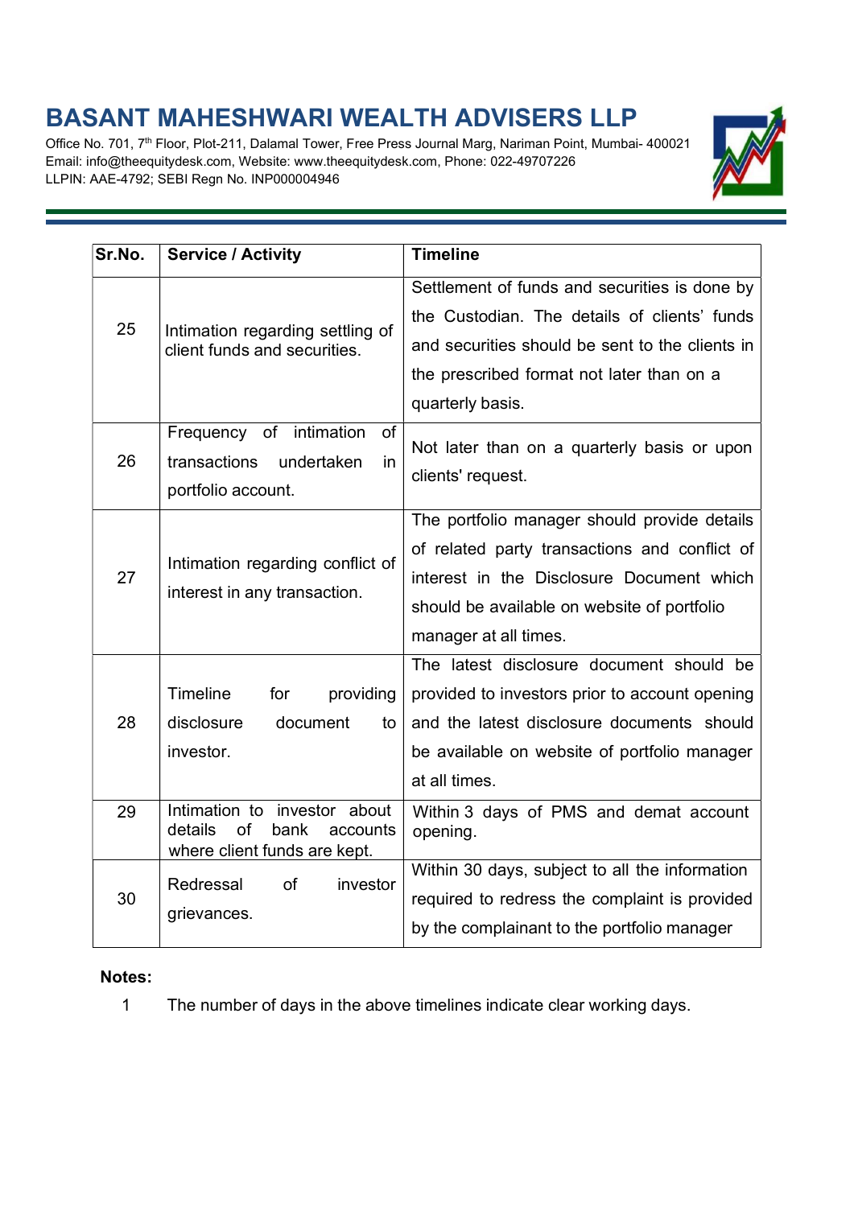# BASANT MAHESHWARI WEALTH ADVISERS LLP

Office No. 701, 7th Floor, Plot-211, Dalamal Tower, Free Press Journal Marg, Nariman Point, Mumbai- 400021
Email: info@theequitydesk.com, Website: www.theequitydesk.com, Phone: 022-49707226
LLPIN: AAE-4792; SEBI Regn No. INP000004946

| Sr.No. | Service / Activity | Timeline |
|---|---|---|
| 25 | Intimation regarding settling of client funds and securities. | Settlement of funds and securities is done by the Custodian. The details of clients' funds and securities should be sent to the clients in the prescribed format not later than on a quarterly basis. |
| 26 | Frequency of intimation of transactions undertaken in portfolio account. | Not later than on a quarterly basis or upon clients' request. |
| 27 | Intimation regarding conflict of interest in any transaction. | The portfolio manager should provide details of related party transactions and conflict of interest in the Disclosure Document which should be available on website of portfolio manager at all times. |
| 28 | Timeline for providing disclosure document to investor. | The latest disclosure document should be provided to investors prior to account opening and the latest disclosure documents should be available on website of portfolio manager at all times. |
| 29 | Intimation to investor about details of bank accounts where client funds are kept. | Within 3 days of PMS and demat account opening. |
| 30 | Redressal of investor grievances. | Within 30 days, subject to all the information required to redress the complaint is provided by the complainant to the portfolio manager |

**Notes:**

1 The number of days in the above timelines indicate clear working days.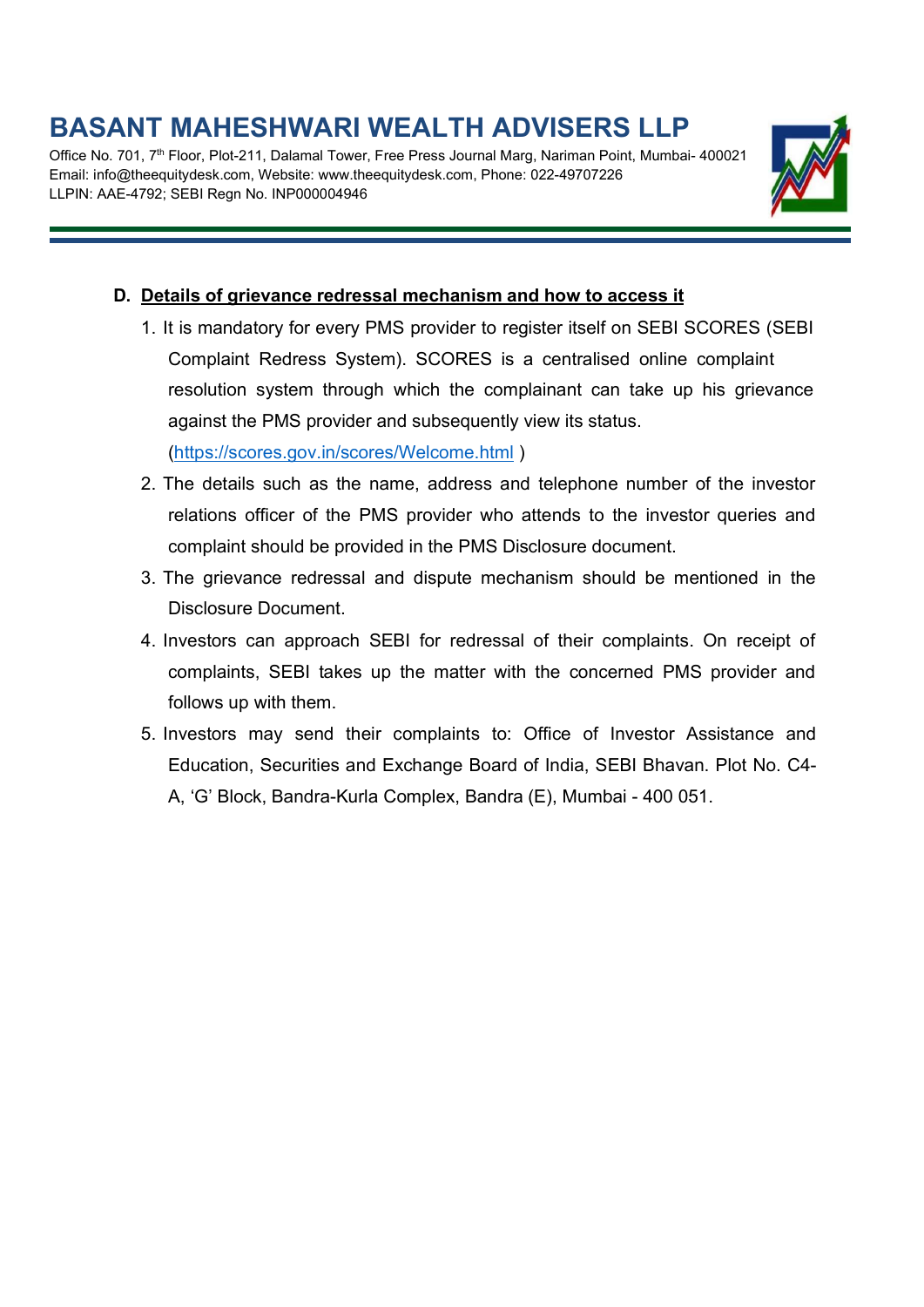**D. Details of grievance redressal mechanism and how to access it**

1. It is mandatory for every PMS provider to register itself on SEBI SCORES (SEBI Complaint Redress System). SCORES is a centralised online complaint resolution system through which the complainant can take up his grievance against the PMS provider and subsequently view its status. (https://scores.gov.in/scores/Welcome.html )
2. The details such as the name, address and telephone number of the investor relations officer of the PMS provider who attends to the investor queries and complaint should be provided in the PMS Disclosure document.
3. The grievance redressal and dispute mechanism should be mentioned in the Disclosure Document.
4. Investors can approach SEBI for redressal of their complaints. On receipt of complaints, SEBI takes up the matter with the concerned PMS provider and follows up with them.
5. Investors may send their complaints to: Office of Investor Assistance and Education, Securities and Exchange Board of India, SEBI Bhavan. Plot No. C4-A, 'G' Block, Bandra-Kurla Complex, Bandra (E), Mumbai - 400 051.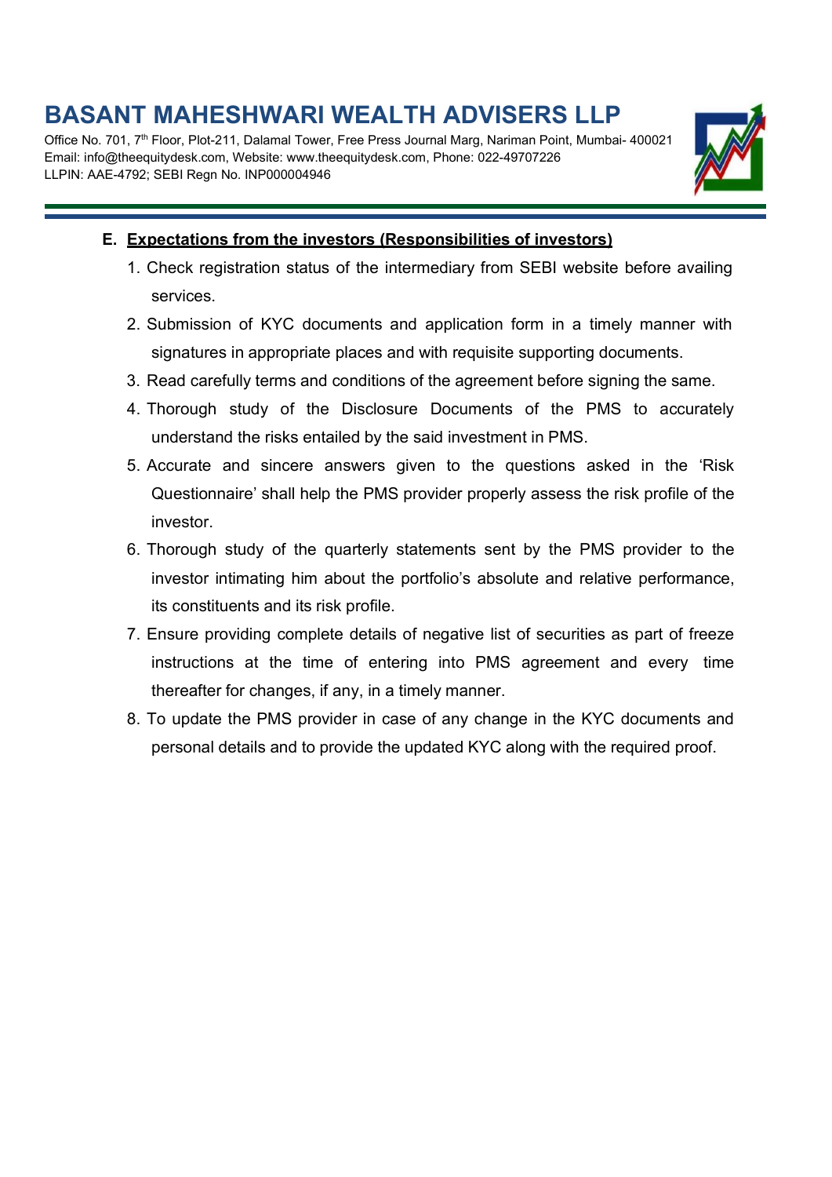**E. Expectations from the investors (Responsibilities of investors)**

1. Check registration status of the intermediary from SEBI website before availing services.
2. Submission of KYC documents and application form in a timely manner with signatures in appropriate places and with requisite supporting documents.
3. Read carefully terms and conditions of the agreement before signing the same.
4. Thorough study of the Disclosure Documents of the PMS to accurately understand the risks entailed by the said investment in PMS.
5. Accurate and sincere answers given to the questions asked in the 'Risk Questionnaire' shall help the PMS provider properly assess the risk profile of the investor.
6. Thorough study of the quarterly statements sent by the PMS provider to the investor intimating him about the portfolio's absolute and relative performance, its constituents and its risk profile.
7. Ensure providing complete details of negative list of securities as part of freeze instructions at the time of entering into PMS agreement and every time thereafter for changes, if any, in a timely manner.
8. To update the PMS provider in case of any change in the KYC documents and personal details and to provide the updated KYC along with the required proof.